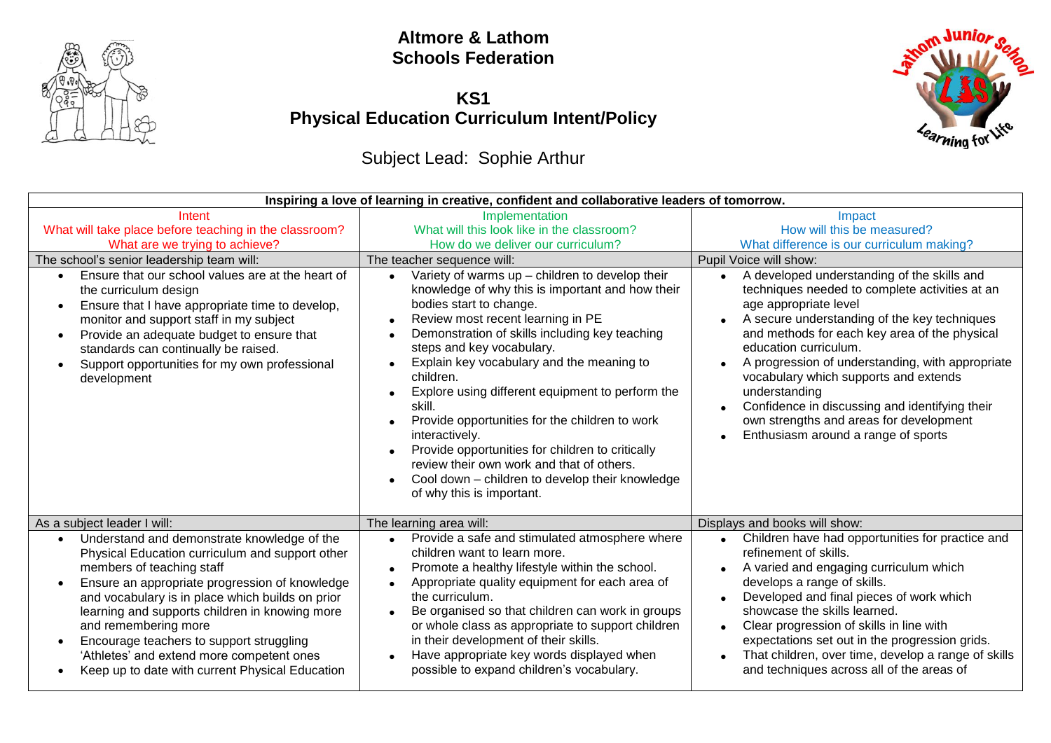# Altmore & Lathom Schools Federation

## KS1
## Physical Education Curriculum Intent/Policy

Subject Lead: Sophie Arthur

| Inspiring a love of learning in creative, confident and collaborative leaders of tomorrow. | | |
|---|---|---|
| Intent<br>What will take place before teaching in the classroom?<br>What are we trying to achieve? | Implementation<br>What will this look like in the classroom?<br>How do we deliver our curriculum? | Impact<br>How will this be measured?<br>What difference is our curriculum making? |
| The school's senior leadership team will: | The teacher sequence will: | Pupil Voice will show: |
| • Ensure that our school values are at the heart of the curriculum design<br>• Ensure that I have appropriate time to develop, monitor and support staff in my subject<br>• Provide an adequate budget to ensure that standards can continually be raised.<br>• Support opportunities for my own professional development | • Variety of warms up – children to develop their knowledge of why this is important and how their bodies start to change.<br>• Review most recent learning in PE<br>• Demonstration of skills including key teaching steps and key vocabulary.<br>• Explain key vocabulary and the meaning to children.<br>• Explore using different equipment to perform the skill.<br>• Provide opportunities for the children to work interactively.<br>• Provide opportunities for children to critically review their own work and that of others.<br>• Cool down – children to develop their knowledge of why this is important. | • A developed understanding of the skills and techniques needed to complete activities at an age appropriate level<br>• A secure understanding of the key techniques and methods for each key area of the physical education curriculum.<br>• A progression of understanding, with appropriate vocabulary which supports and extends understanding<br>• Confidence in discussing and identifying their own strengths and areas for development<br>• Enthusiasm around a range of sports |
| As a subject leader I will: | The learning area will: | Displays and books will show: |
| • Understand and demonstrate knowledge of the Physical Education curriculum and support other members of teaching staff<br>• Ensure an appropriate progression of knowledge and vocabulary is in place which builds on prior learning and supports children in knowing more and remembering more<br>• Encourage teachers to support struggling 'Athletes' and extend more competent ones<br>• Keep up to date with current Physical Education | • Provide a safe and stimulated atmosphere where children want to learn more.<br>• Promote a healthy lifestyle within the school.<br>• Appropriate quality equipment for each area of the curriculum.<br>• Be organised so that children can work in groups or whole class as appropriate to support children in their development of their skills.<br>• Have appropriate key words displayed when possible to expand children's vocabulary. | • Children have had opportunities for practice and refinement of skills.<br>• A varied and engaging curriculum which develops a range of skills.<br>• Developed and final pieces of work which showcase the skills learned.<br>• Clear progression of skills in line with expectations set out in the progression grids.<br>• That children, over time, develop a range of skills and techniques across all of the areas of |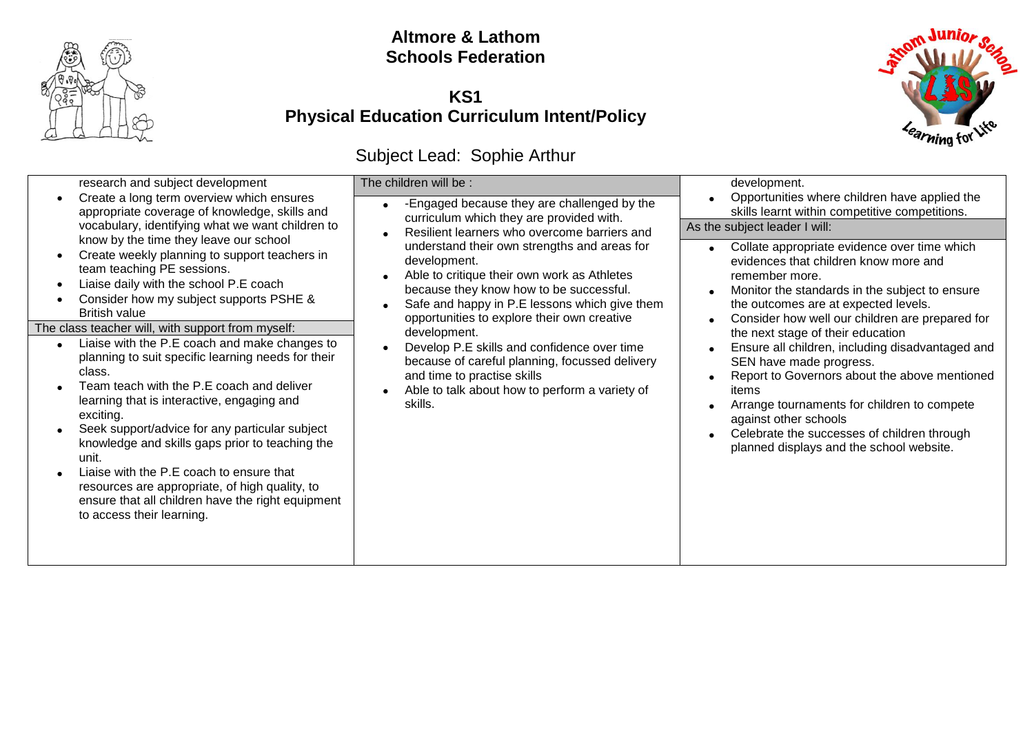# Altmore & Lathom Schools Federation

## KS1
## Physical Education Curriculum Intent/Policy

Subject Lead: Sophie Arthur

research and subject development

- Create a long term overview which ensures appropriate coverage of knowledge, skills and vocabulary, identifying what we want children to know by the time they leave our school
- Create weekly planning to support teachers in team teaching PE sessions.
- Liaise daily with the school P.E coach
- Consider how my subject supports PSHE & British value

The class teacher will, with support from myself:

- Liaise with the P.E coach and make changes to planning to suit specific learning needs for their class.
- Team teach with the P.E coach and deliver learning that is interactive, engaging and exciting.
- Seek support/advice for any particular subject knowledge and skills gaps prior to teaching the unit.
- Liaise with the P.E coach to ensure that resources are appropriate, of high quality, to ensure that all children have the right equipment to access their learning.

The children will be :

- -Engaged because they are challenged by the curriculum which they are provided with.
- Resilient learners who overcome barriers and understand their own strengths and areas for development.
- Able to critique their own work as Athletes because they know how to be successful.
- Safe and happy in P.E lessons which give them opportunities to explore their own creative development.
- Develop P.E skills and confidence over time because of careful planning, focussed delivery and time to practise skills
- Able to talk about how to perform a variety of skills.

development.

- Opportunities where children have applied the skills learnt within competitive competitions.

As the subject leader I will:

- Collate appropriate evidence over time which evidences that children know more and remember more.
- Monitor the standards in the subject to ensure the outcomes are at expected levels.
- Consider how well our children are prepared for the next stage of their education
- Ensure all children, including disadvantaged and SEN have made progress.
- Report to Governors about the above mentioned items
- Arrange tournaments for children to compete against other schools
- Celebrate the successes of children through planned displays and the school website.